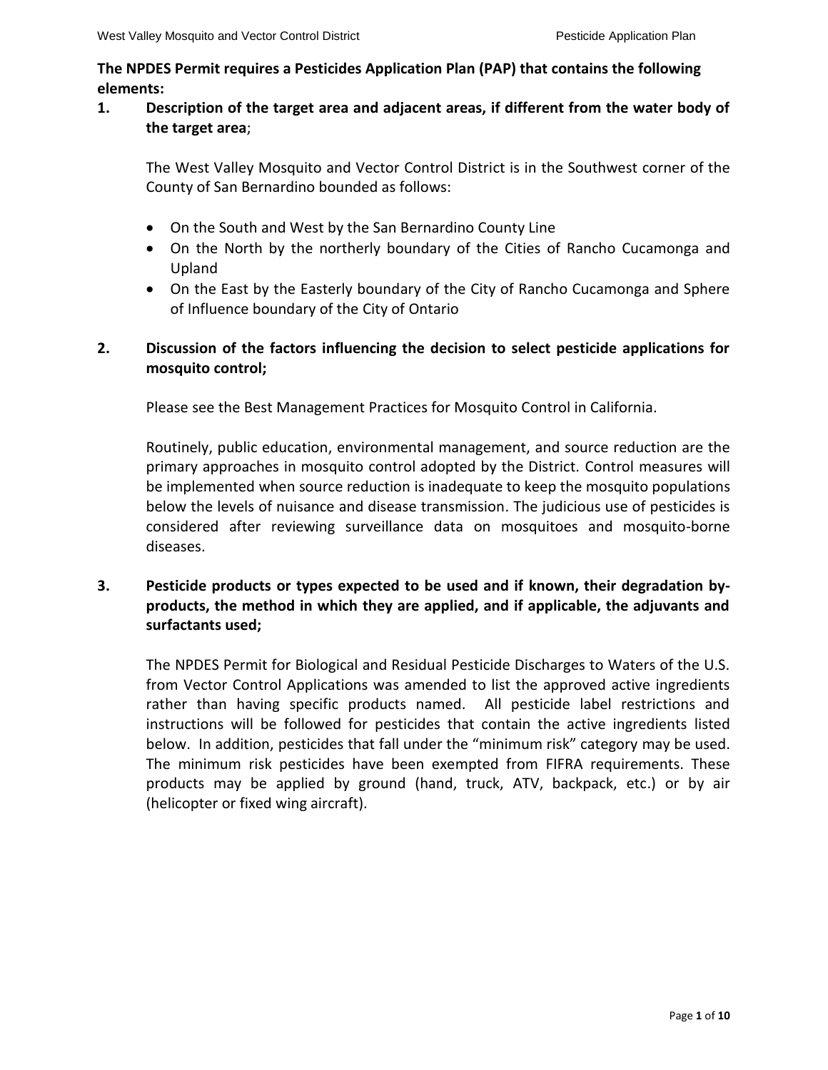**The NPDES Permit requires a Pesticides Application Plan (PAP) that contains the following elements:**

1. **Description of the target area and adjacent areas, if different from the water body of the target area**;

   The West Valley Mosquito and Vector Control District is in the Southwest corner of the County of San Bernardino bounded as follows:

   - On the South and West by the San Bernardino County Line
   - On the North by the northerly boundary of the Cities of Rancho Cucamonga and Upland
   - On the East by the Easterly boundary of the City of Rancho Cucamonga and Sphere of Influence boundary of the City of Ontario

2. **Discussion of the factors influencing the decision to select pesticide applications for mosquito control;**

   Please see the Best Management Practices for Mosquito Control in California.

   Routinely, public education, environmental management, and source reduction are the primary approaches in mosquito control adopted by the District. Control measures will be implemented when source reduction is inadequate to keep the mosquito populations below the levels of nuisance and disease transmission. The judicious use of pesticides is considered after reviewing surveillance data on mosquitoes and mosquito-borne diseases.

3. **Pesticide products or types expected to be used and if known, their degradation by-products, the method in which they are applied, and if applicable, the adjuvants and surfactants used;**

   The NPDES Permit for Biological and Residual Pesticide Discharges to Waters of the U.S. from Vector Control Applications was amended to list the approved active ingredients rather than having specific products named. All pesticide label restrictions and instructions will be followed for pesticides that contain the active ingredients listed below. In addition, pesticides that fall under the "minimum risk" category may be used. The minimum risk pesticides have been exempted from FIFRA requirements. These products may be applied by ground (hand, truck, ATV, backpack, etc.) or by air (helicopter or fixed wing aircraft).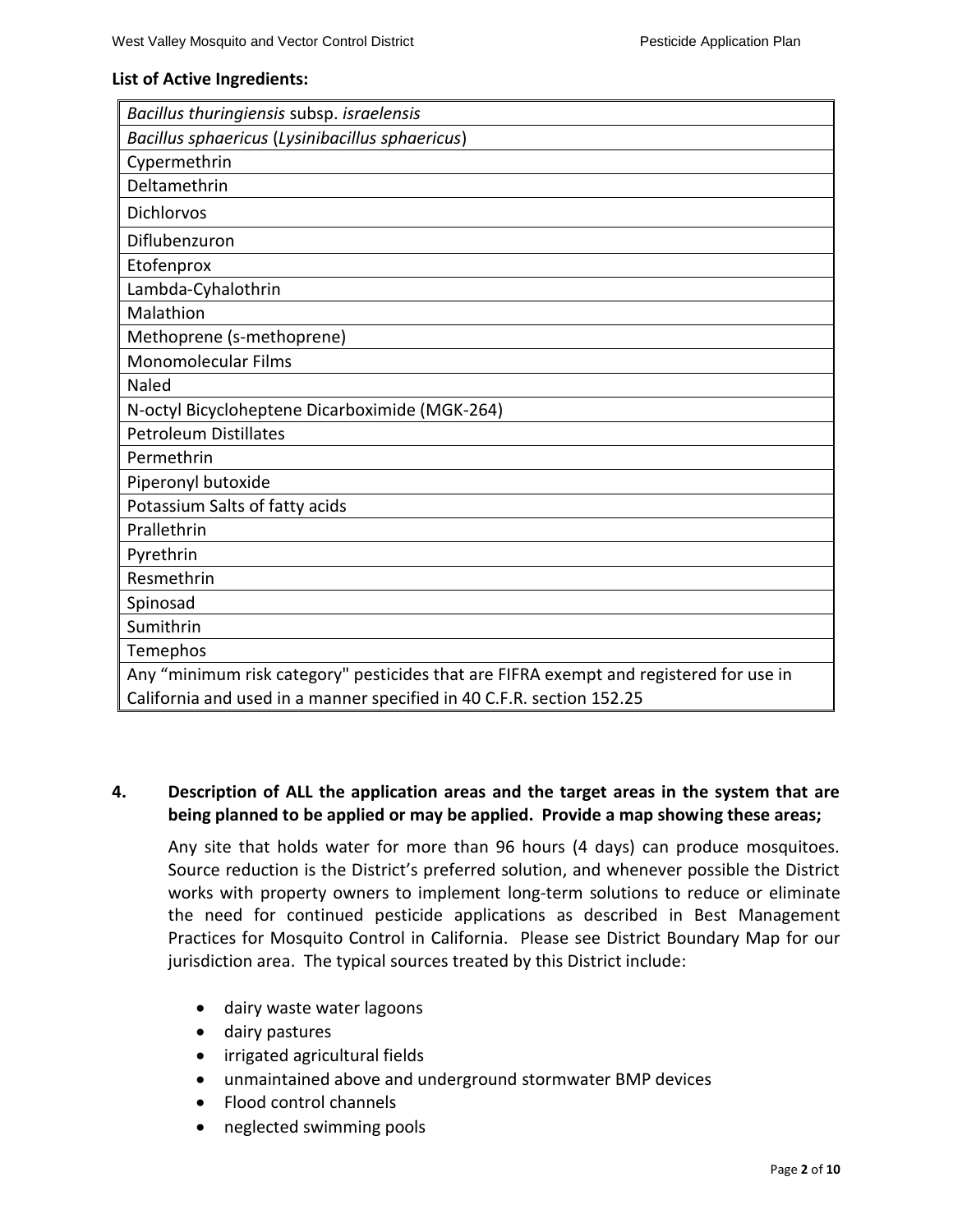**List of Active Ingredients:**

| |
|---|
| *Bacillus thuringiensis* subsp. *israelensis* |
| *Bacillus sphaericus* (*Lysinibacillus sphaericus*) |
| Cypermethrin |
| Deltamethrin |
| Dichlorvos |
| Diflubenzuron |
| Etofenprox |
| Lambda-Cyhalothrin |
| Malathion |
| Methoprene (s-methoprene) |
| Monomolecular Films |
| Naled |
| N-octyl Bicycloheptene Dicarboximide (MGK-264) |
| Petroleum Distillates |
| Permethrin |
| Piperonyl butoxide |
| Potassium Salts of fatty acids |
| Prallethrin |
| Pyrethrin |
| Resmethrin |
| Spinosad |
| Sumithrin |
| Temephos |
| Any "minimum risk category" pesticides that are FIFRA exempt and registered for use in California and used in a manner specified in 40 C.F.R. section 152.25 |

**4. Description of ALL the application areas and the target areas in the system that are being planned to be applied or may be applied. Provide a map showing these areas;**

Any site that holds water for more than 96 hours (4 days) can produce mosquitoes. Source reduction is the District's preferred solution, and whenever possible the District works with property owners to implement long-term solutions to reduce or eliminate the need for continued pesticide applications as described in Best Management Practices for Mosquito Control in California. Please see District Boundary Map for our jurisdiction area. The typical sources treated by this District include:

- dairy waste water lagoons
- dairy pastures
- irrigated agricultural fields
- unmaintained above and underground stormwater BMP devices
- Flood control channels
- neglected swimming pools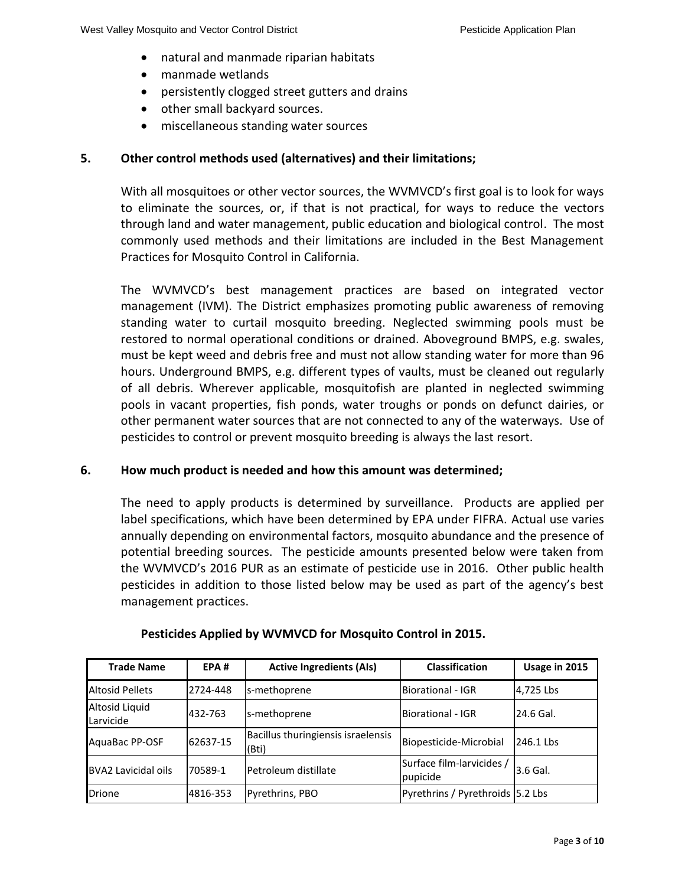- natural and manmade riparian habitats
- manmade wetlands
- persistently clogged street gutters and drains
- other small backyard sources.
- miscellaneous standing water sources

## 5. Other control methods used (alternatives) and their limitations;

With all mosquitoes or other vector sources, the WVMVCD's first goal is to look for ways to eliminate the sources, or, if that is not practical, for ways to reduce the vectors through land and water management, public education and biological control. The most commonly used methods and their limitations are included in the Best Management Practices for Mosquito Control in California.

The WVMVCD's best management practices are based on integrated vector management (IVM). The District emphasizes promoting public awareness of removing standing water to curtail mosquito breeding. Neglected swimming pools must be restored to normal operational conditions or drained. Aboveground BMPS, e.g. swales, must be kept weed and debris free and must not allow standing water for more than 96 hours. Underground BMPS, e.g. different types of vaults, must be cleaned out regularly of all debris. Wherever applicable, mosquitofish are planted in neglected swimming pools in vacant properties, fish ponds, water troughs or ponds on defunct dairies, or other permanent water sources that are not connected to any of the waterways. Use of pesticides to control or prevent mosquito breeding is always the last resort.

## 6. How much product is needed and how this amount was determined;

The need to apply products is determined by surveillance. Products are applied per label specifications, which have been determined by EPA under FIFRA. Actual use varies annually depending on environmental factors, mosquito abundance and the presence of potential breeding sources. The pesticide amounts presented below were taken from the WVMVCD's 2016 PUR as an estimate of pesticide use in 2016. Other public health pesticides in addition to those listed below may be used as part of the agency's best management practices.

**Pesticides Applied by WVMVCD for Mosquito Control in 2015.**

| Trade Name | EPA # | Active Ingredients (AIs) | Classification | Usage in 2015 |
|---|---|---|---|---|
| Altosid Pellets | 2724-448 | s-methoprene | Biorational - IGR | 4,725 Lbs |
| Altosid Liquid Larvicide | 432-763 | s-methoprene | Biorational - IGR | 24.6 Gal. |
| AquaBac PP-OSF | 62637-15 | Bacillus thuringiensis israelensis (Bti) | Biopesticide-Microbial | 246.1 Lbs |
| BVA2 Lavicidal oils | 70589-1 | Petroleum distillate | Surface film-larvicides / pupicide | 3.6 Gal. |
| Drione | 4816-353 | Pyrethrins, PBO | Pyrethrins / Pyrethroids | 5.2 Lbs |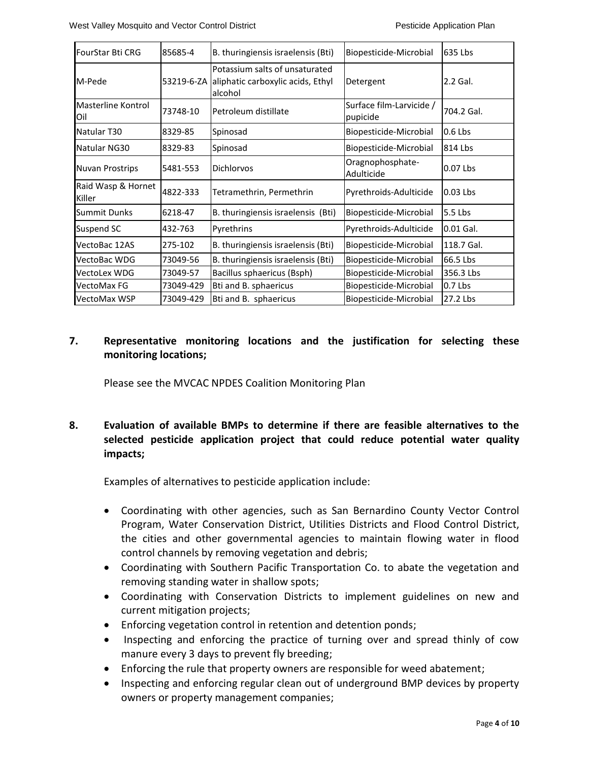| FourStar Bti CRG | 85685-4 | B. thuringiensis israelensis (Bti) | Biopesticide-Microbial | 635 Lbs |
|---|---|---|---|---|
| M-Pede | 53219-6-ZA | Potassium salts of unsaturated aliphatic carboxylic acids, Ethyl alcohol | Detergent | 2.2 Gal. |
| Masterline Kontrol Oil | 73748-10 | Petroleum distillate | Surface film-Larvicide / pupicide | 704.2 Gal. |
| Natular T30 | 8329-85 | Spinosad | Biopesticide-Microbial | 0.6 Lbs |
| Natular NG30 | 8329-83 | Spinosad | Biopesticide-Microbial | 814 Lbs |
| Nuvan Prostrips | 5481-553 | Dichlorvos | Oragnophosphate-Adulticide | 0.07 Lbs |
| Raid Wasp & Hornet Killer | 4822-333 | Tetramethrin, Permethrin | Pyrethroids-Adulticide | 0.03 Lbs |
| Summit Dunks | 6218-47 | B. thuringiensis israelensis (Bti) | Biopesticide-Microbial | 5.5 Lbs |
| Suspend SC | 432-763 | Pyrethrins | Pyrethroids-Adulticide | 0.01 Gal. |
| VectoBac 12AS | 275-102 | B. thuringiensis israelensis (Bti) | Biopesticide-Microbial | 118.7 Gal. |
| VectoBac WDG | 73049-56 | B. thuringiensis israelensis (Bti) | Biopesticide-Microbial | 66.5 Lbs |
| VectoLex WDG | 73049-57 | Bacillus sphaericus (Bsph) | Biopesticide-Microbial | 356.3 Lbs |
| VectoMax FG | 73049-429 | Bti and B. sphaericus | Biopesticide-Microbial | 0.7 Lbs |
| VectoMax WSP | 73049-429 | Bti and B. sphaericus | Biopesticide-Microbial | 27.2 Lbs |

## 7. Representative monitoring locations and the justification for selecting these monitoring locations;

Please see the MVCAC NPDES Coalition Monitoring Plan

## 8. Evaluation of available BMPs to determine if there are feasible alternatives to the selected pesticide application project that could reduce potential water quality impacts;

Examples of alternatives to pesticide application include:

- Coordinating with other agencies, such as San Bernardino County Vector Control Program, Water Conservation District, Utilities Districts and Flood Control District, the cities and other governmental agencies to maintain flowing water in flood control channels by removing vegetation and debris;
- Coordinating with Southern Pacific Transportation Co. to abate the vegetation and removing standing water in shallow spots;
- Coordinating with Conservation Districts to implement guidelines on new and current mitigation projects;
- Enforcing vegetation control in retention and detention ponds;
- Inspecting and enforcing the practice of turning over and spread thinly of cow manure every 3 days to prevent fly breeding;
- Enforcing the rule that property owners are responsible for weed abatement;
- Inspecting and enforcing regular clean out of underground BMP devices by property owners or property management companies;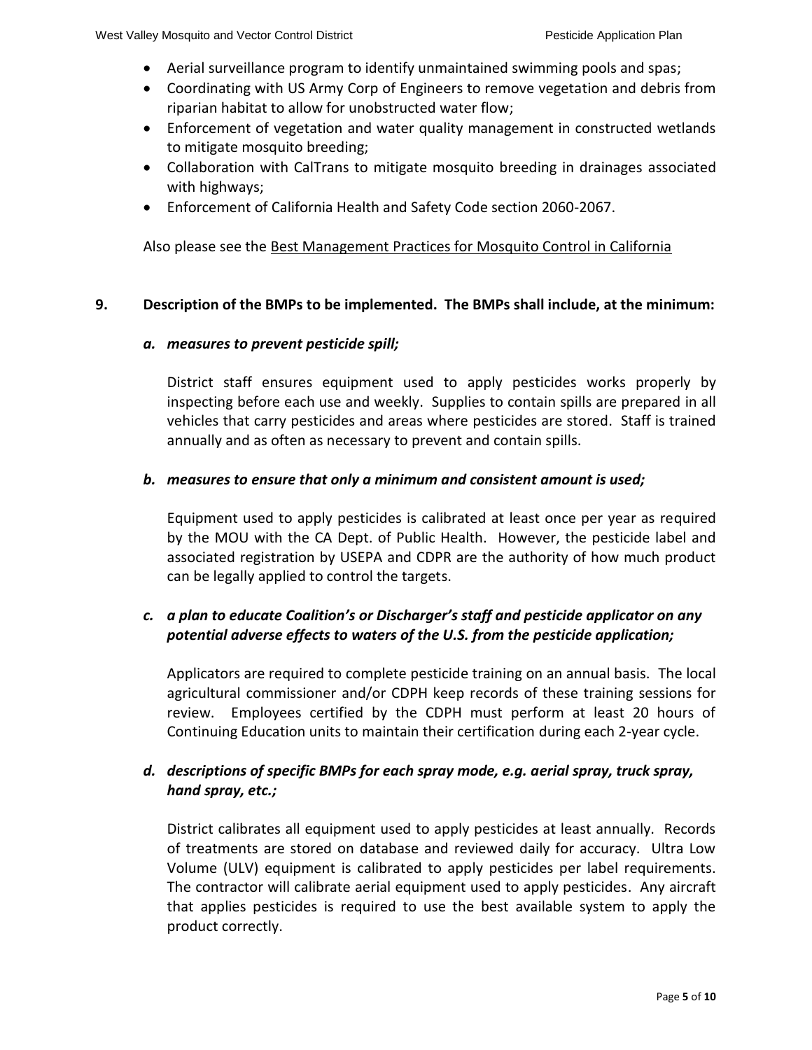- Aerial surveillance program to identify unmaintained swimming pools and spas;
- Coordinating with US Army Corp of Engineers to remove vegetation and debris from riparian habitat to allow for unobstructed water flow;
- Enforcement of vegetation and water quality management in constructed wetlands to mitigate mosquito breeding;
- Collaboration with CalTrans to mitigate mosquito breeding in drainages associated with highways;
- Enforcement of California Health and Safety Code section 2060-2067.

Also please see the Best Management Practices for Mosquito Control in California

## 9. Description of the BMPs to be implemented. The BMPs shall include, at the minimum:

### *a. measures to prevent pesticide spill;*

District staff ensures equipment used to apply pesticides works properly by inspecting before each use and weekly. Supplies to contain spills are prepared in all vehicles that carry pesticides and areas where pesticides are stored. Staff is trained annually and as often as necessary to prevent and contain spills.

### *b. measures to ensure that only a minimum and consistent amount is used;*

Equipment used to apply pesticides is calibrated at least once per year as required by the MOU with the CA Dept. of Public Health. However, the pesticide label and associated registration by USEPA and CDPR are the authority of how much product can be legally applied to control the targets.

### *c. a plan to educate Coalition's or Discharger's staff and pesticide applicator on any potential adverse effects to waters of the U.S. from the pesticide application;*

Applicators are required to complete pesticide training on an annual basis. The local agricultural commissioner and/or CDPH keep records of these training sessions for review. Employees certified by the CDPH must perform at least 20 hours of Continuing Education units to maintain their certification during each 2-year cycle.

### *d. descriptions of specific BMPs for each spray mode, e.g. aerial spray, truck spray, hand spray, etc.;*

District calibrates all equipment used to apply pesticides at least annually. Records of treatments are stored on database and reviewed daily for accuracy. Ultra Low Volume (ULV) equipment is calibrated to apply pesticides per label requirements. The contractor will calibrate aerial equipment used to apply pesticides. Any aircraft that applies pesticides is required to use the best available system to apply the product correctly.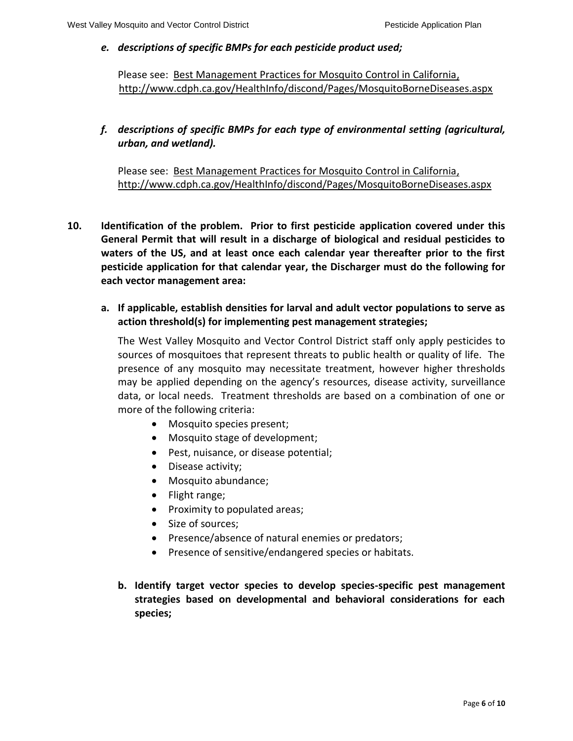*e. descriptions of specific BMPs for each pesticide product used;*

Please see: Best Management Practices for Mosquito Control in California, http://www.cdph.ca.gov/HealthInfo/discond/Pages/MosquitoBorneDiseases.aspx

*f. descriptions of specific BMPs for each type of environmental setting (agricultural, urban, and wetland).*

Please see: Best Management Practices for Mosquito Control in California, http://www.cdph.ca.gov/HealthInfo/discond/Pages/MosquitoBorneDiseases.aspx

**10. Identification of the problem. Prior to first pesticide application covered under this General Permit that will result in a discharge of biological and residual pesticides to waters of the US, and at least once each calendar year thereafter prior to the first pesticide application for that calendar year, the Discharger must do the following for each vector management area:**

**a. If applicable, establish densities for larval and adult vector populations to serve as action threshold(s) for implementing pest management strategies;**

The West Valley Mosquito and Vector Control District staff only apply pesticides to sources of mosquitoes that represent threats to public health or quality of life. The presence of any mosquito may necessitate treatment, however higher thresholds may be applied depending on the agency's resources, disease activity, surveillance data, or local needs. Treatment thresholds are based on a combination of one or more of the following criteria:

- Mosquito species present;
- Mosquito stage of development;
- Pest, nuisance, or disease potential;
- Disease activity;
- Mosquito abundance;
- Flight range;
- Proximity to populated areas;
- Size of sources;
- Presence/absence of natural enemies or predators;
- Presence of sensitive/endangered species or habitats.

**b. Identify target vector species to develop species-specific pest management strategies based on developmental and behavioral considerations for each species;**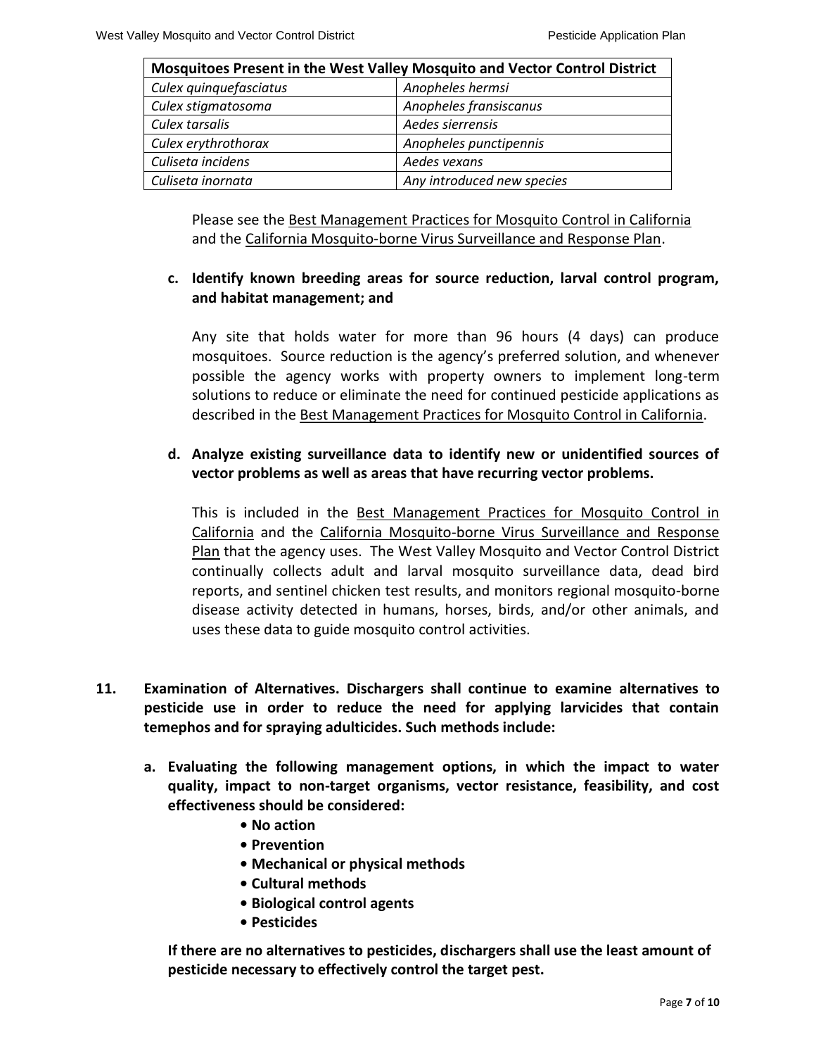| Mosquitoes Present in the West Valley Mosquito and Vector Control District | |
|---|---|
| *Culex quinquefasciatus* | *Anopheles hermsi* |
| *Culex stigmatosoma* | *Anopheles fransiscanus* |
| *Culex tarsalis* | *Aedes sierrensis* |
| *Culex erythrothorax* | *Anopheles punctipennis* |
| *Culiseta incidens* | *Aedes vexans* |
| *Culiseta inornata* | *Any introduced new species* |

Please see the Best Management Practices for Mosquito Control in California and the California Mosquito-borne Virus Surveillance and Response Plan.

**c. Identify known breeding areas for source reduction, larval control program, and habitat management; and**

Any site that holds water for more than 96 hours (4 days) can produce mosquitoes. Source reduction is the agency's preferred solution, and whenever possible the agency works with property owners to implement long-term solutions to reduce or eliminate the need for continued pesticide applications as described in the Best Management Practices for Mosquito Control in California.

**d. Analyze existing surveillance data to identify new or unidentified sources of vector problems as well as areas that have recurring vector problems.**

This is included in the Best Management Practices for Mosquito Control in California and the California Mosquito-borne Virus Surveillance and Response Plan that the agency uses. The West Valley Mosquito and Vector Control District continually collects adult and larval mosquito surveillance data, dead bird reports, and sentinel chicken test results, and monitors regional mosquito-borne disease activity detected in humans, horses, birds, and/or other animals, and uses these data to guide mosquito control activities.

**11. Examination of Alternatives. Dischargers shall continue to examine alternatives to pesticide use in order to reduce the need for applying larvicides that contain temephos and for spraying adulticides. Such methods include:**

**a. Evaluating the following management options, in which the impact to water quality, impact to non-target organisms, vector resistance, feasibility, and cost effectiveness should be considered:**

- **No action**
- **Prevention**
- **Mechanical or physical methods**
- **Cultural methods**
- **Biological control agents**
- **Pesticides**

**If there are no alternatives to pesticides, dischargers shall use the least amount of pesticide necessary to effectively control the target pest.**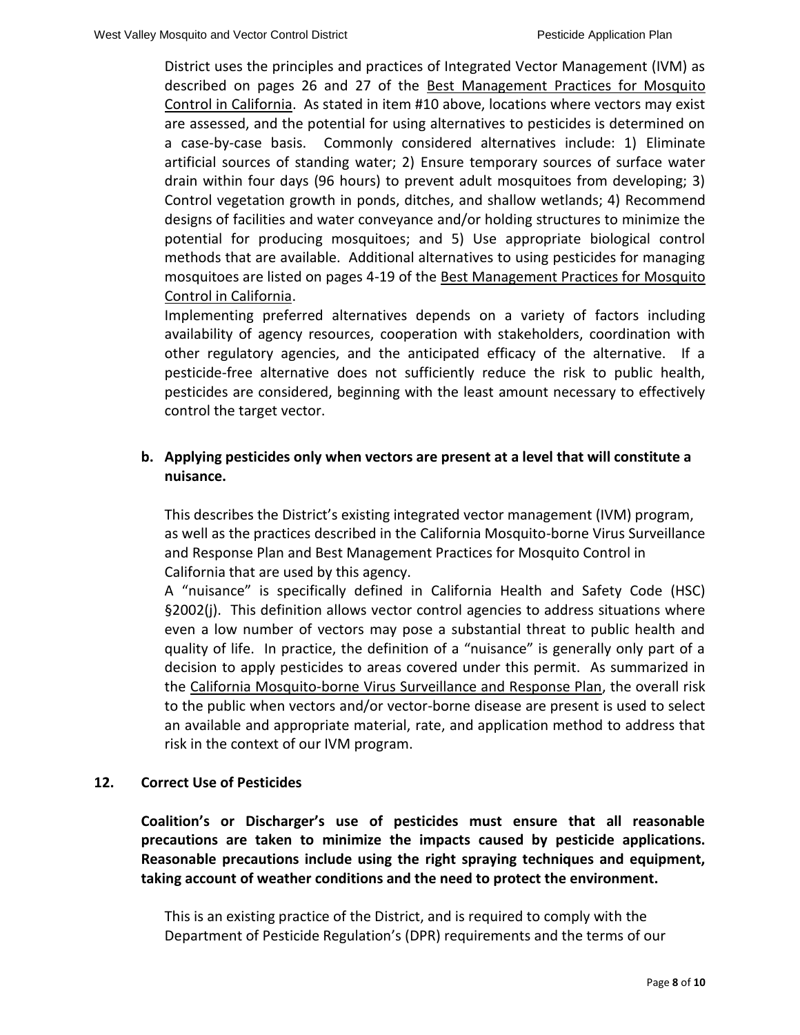District uses the principles and practices of Integrated Vector Management (IVM) as described on pages 26 and 27 of the Best Management Practices for Mosquito Control in California. As stated in item #10 above, locations where vectors may exist are assessed, and the potential for using alternatives to pesticides is determined on a case-by-case basis. Commonly considered alternatives include: 1) Eliminate artificial sources of standing water; 2) Ensure temporary sources of surface water drain within four days (96 hours) to prevent adult mosquitoes from developing; 3) Control vegetation growth in ponds, ditches, and shallow wetlands; 4) Recommend designs of facilities and water conveyance and/or holding structures to minimize the potential for producing mosquitoes; and 5) Use appropriate biological control methods that are available. Additional alternatives to using pesticides for managing mosquitoes are listed on pages 4-19 of the Best Management Practices for Mosquito Control in California.

Implementing preferred alternatives depends on a variety of factors including availability of agency resources, cooperation with stakeholders, coordination with other regulatory agencies, and the anticipated efficacy of the alternative. If a pesticide-free alternative does not sufficiently reduce the risk to public health, pesticides are considered, beginning with the least amount necessary to effectively control the target vector.

**b. Applying pesticides only when vectors are present at a level that will constitute a nuisance.**

This describes the District's existing integrated vector management (IVM) program, as well as the practices described in the California Mosquito-borne Virus Surveillance and Response Plan and Best Management Practices for Mosquito Control in California that are used by this agency.

A "nuisance" is specifically defined in California Health and Safety Code (HSC) §2002(j). This definition allows vector control agencies to address situations where even a low number of vectors may pose a substantial threat to public health and quality of life. In practice, the definition of a "nuisance" is generally only part of a decision to apply pesticides to areas covered under this permit. As summarized in the California Mosquito-borne Virus Surveillance and Response Plan, the overall risk to the public when vectors and/or vector-borne disease are present is used to select an available and appropriate material, rate, and application method to address that risk in the context of our IVM program.

## 12. Correct Use of Pesticides

**Coalition's or Discharger's use of pesticides must ensure that all reasonable precautions are taken to minimize the impacts caused by pesticide applications. Reasonable precautions include using the right spraying techniques and equipment, taking account of weather conditions and the need to protect the environment.**

This is an existing practice of the District, and is required to comply with the Department of Pesticide Regulation's (DPR) requirements and the terms of our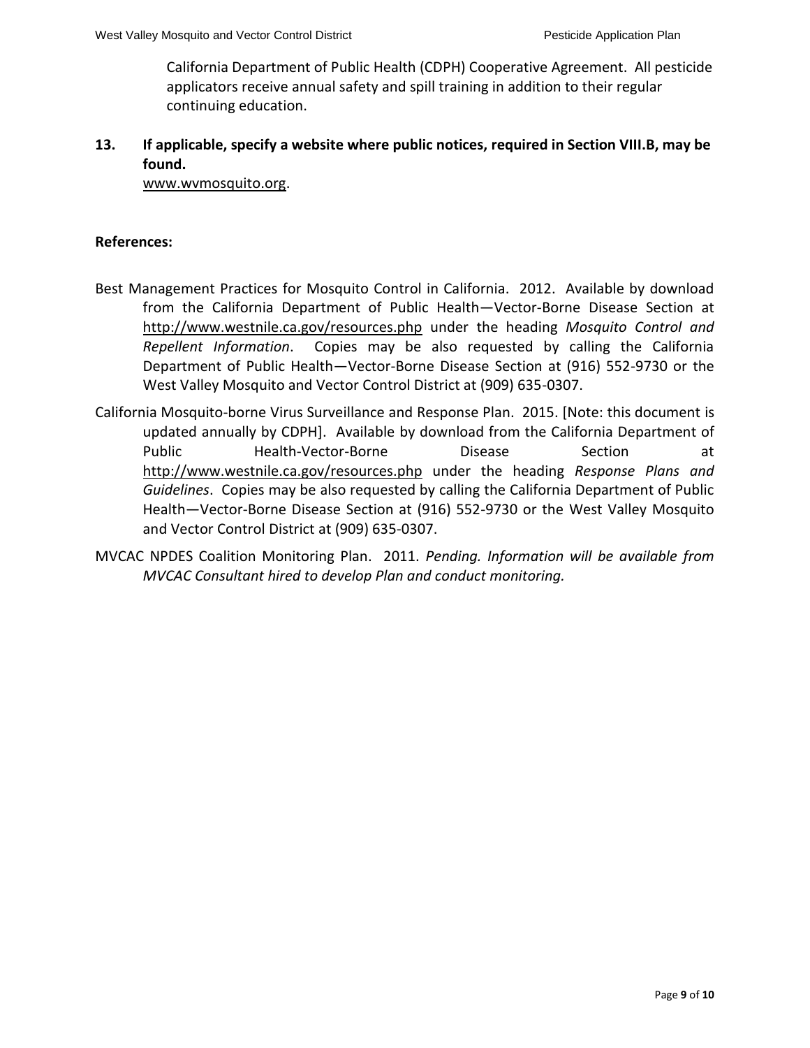California Department of Public Health (CDPH) Cooperative Agreement. All pesticide applicators receive annual safety and spill training in addition to their regular continuing education.

**13. If applicable, specify a website where public notices, required in Section VIII.B, may be found.**

www.wvmosquito.org.

**References:**

Best Management Practices for Mosquito Control in California. 2012. Available by download from the California Department of Public Health—Vector-Borne Disease Section at http://www.westnile.ca.gov/resources.php under the heading *Mosquito Control and Repellent Information*. Copies may be also requested by calling the California Department of Public Health—Vector-Borne Disease Section at (916) 552-9730 or the West Valley Mosquito and Vector Control District at (909) 635-0307.

California Mosquito-borne Virus Surveillance and Response Plan. 2015. [Note: this document is updated annually by CDPH]. Available by download from the California Department of Public Health-Vector-Borne Disease Section at http://www.westnile.ca.gov/resources.php under the heading *Response Plans and Guidelines*. Copies may be also requested by calling the California Department of Public Health—Vector-Borne Disease Section at (916) 552-9730 or the West Valley Mosquito and Vector Control District at (909) 635-0307.

MVCAC NPDES Coalition Monitoring Plan. 2011. *Pending. Information will be available from MVCAC Consultant hired to develop Plan and conduct monitoring.*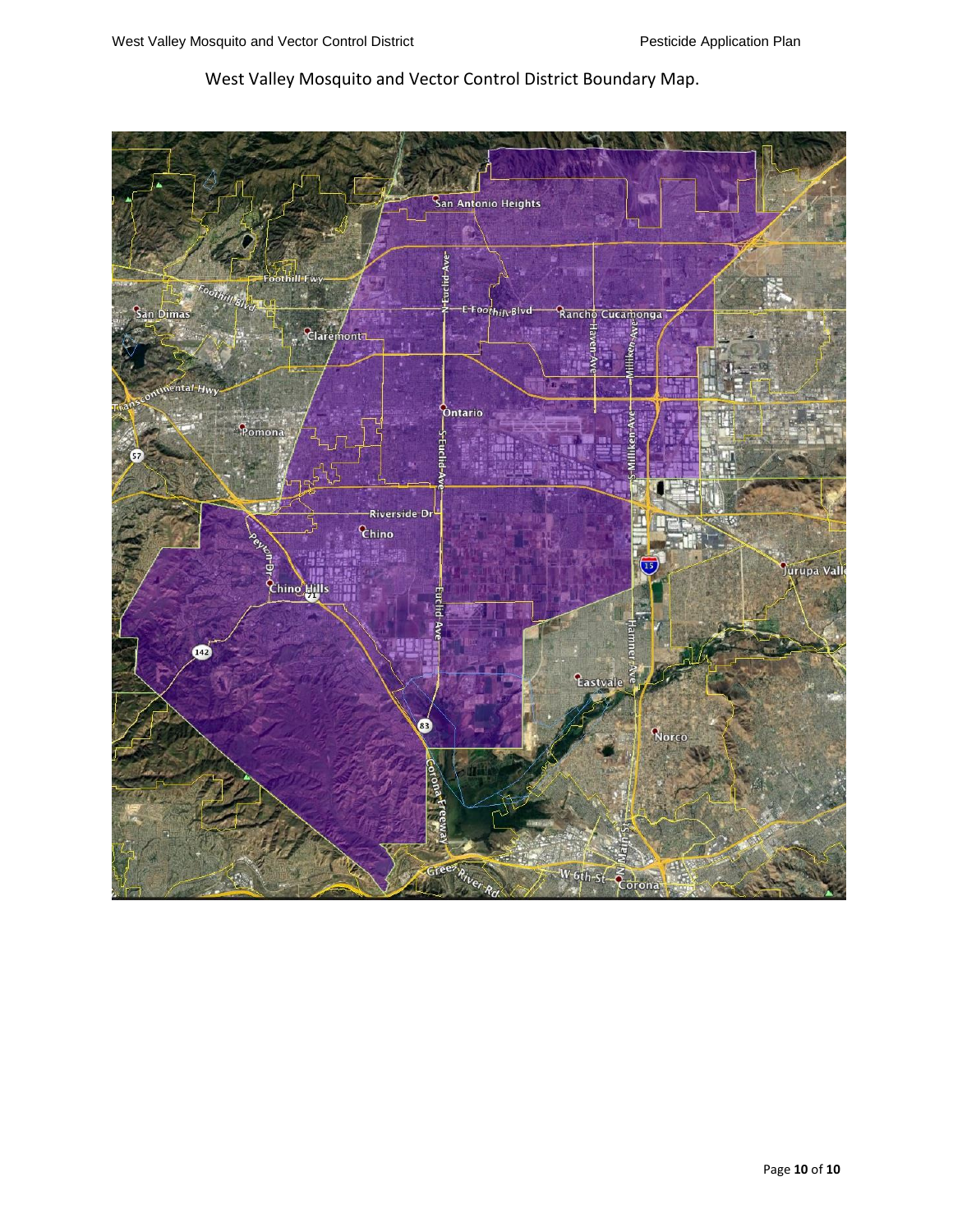West Valley Mosquito and Vector Control District Boundary Map.

San Antonio Heights
Foothill Fwy
Foothill Blvd
N-Euclid-Ave
E-Foothill-Blvd
Rancho Cucamonga
San Dimas
Claremont
Haven-Ave
Milliken-Ave
Transcontinental Hwy
Ontario
Pomona
57
S-Euclid-Ave
S-Milliken-Ave
Riverside Dr
Chino
Peyton-Dr
15
Jurupa Valle
Chino Hills
71
Euclid-Ave
Hamner-Ave
142
Eastvale
83
Norco
Corona-Freeway
Green River Rd
W-6th-St
N-Main-St
Corona